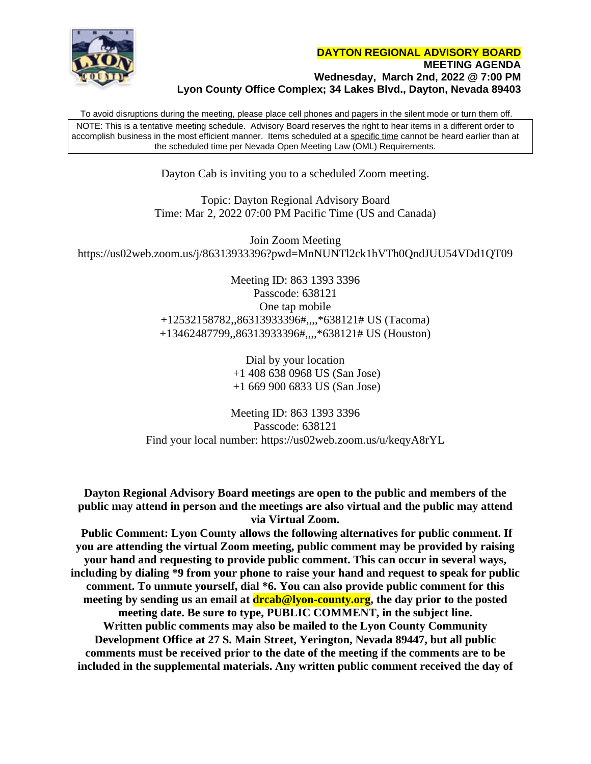# DAYTON REGIONAL ADVISORY BOARD

**MEETING AGENDA**
**Wednesday, March 2nd, 2022 @ 7:00 PM**
**Lyon County Office Complex; 34 Lakes Blvd., Dayton, Nevada 89403**

To avoid disruptions during the meeting, please place cell phones and pagers in the silent mode or turn them off.

NOTE: This is a tentative meeting schedule. Advisory Board reserves the right to hear items in a different order to accomplish business in the most efficient manner. Items scheduled at a specific time cannot be heard earlier than at the scheduled time per Nevada Open Meeting Law (OML) Requirements.

Dayton Cab is inviting you to a scheduled Zoom meeting.

Topic: Dayton Regional Advisory Board
Time: Mar 2, 2022 07:00 PM Pacific Time (US and Canada)

Join Zoom Meeting
https://us02web.zoom.us/j/86313933396?pwd=MnNUNTl2ck1hVTh0QndJUU54VDd1QT09

Meeting ID: 863 1393 3396
Passcode: 638121
One tap mobile
+12532158782,,86313933396#,,,,*638121# US (Tacoma)
+13462487799,,86313933396#,,,,*638121# US (Houston)

Dial by your location
+1 408 638 0968 US (San Jose)
+1 669 900 6833 US (San Jose)

Meeting ID: 863 1393 3396
Passcode: 638121
Find your local number: https://us02web.zoom.us/u/keqyA8rYL

**Dayton Regional Advisory Board meetings are open to the public and members of the public may attend in person and the meetings are also virtual and the public may attend via Virtual Zoom.**

**Public Comment: Lyon County allows the following alternatives for public comment. If you are attending the virtual Zoom meeting, public comment may be provided by raising your hand and requesting to provide public comment. This can occur in several ways, including by dialing *9 from your phone to raise your hand and request to speak for public comment. To unmute yourself, dial *6. You can also provide public comment for this meeting by sending us an email at drcab@lyon-county.org, the day prior to the posted meeting date. Be sure to type, PUBLIC COMMENT, in the subject line. Written public comments may also be mailed to the Lyon County Community Development Office at 27 S. Main Street, Yerington, Nevada 89447, but all public comments must be received prior to the date of the meeting if the comments are to be included in the supplemental materials. Any written public comment received the day of**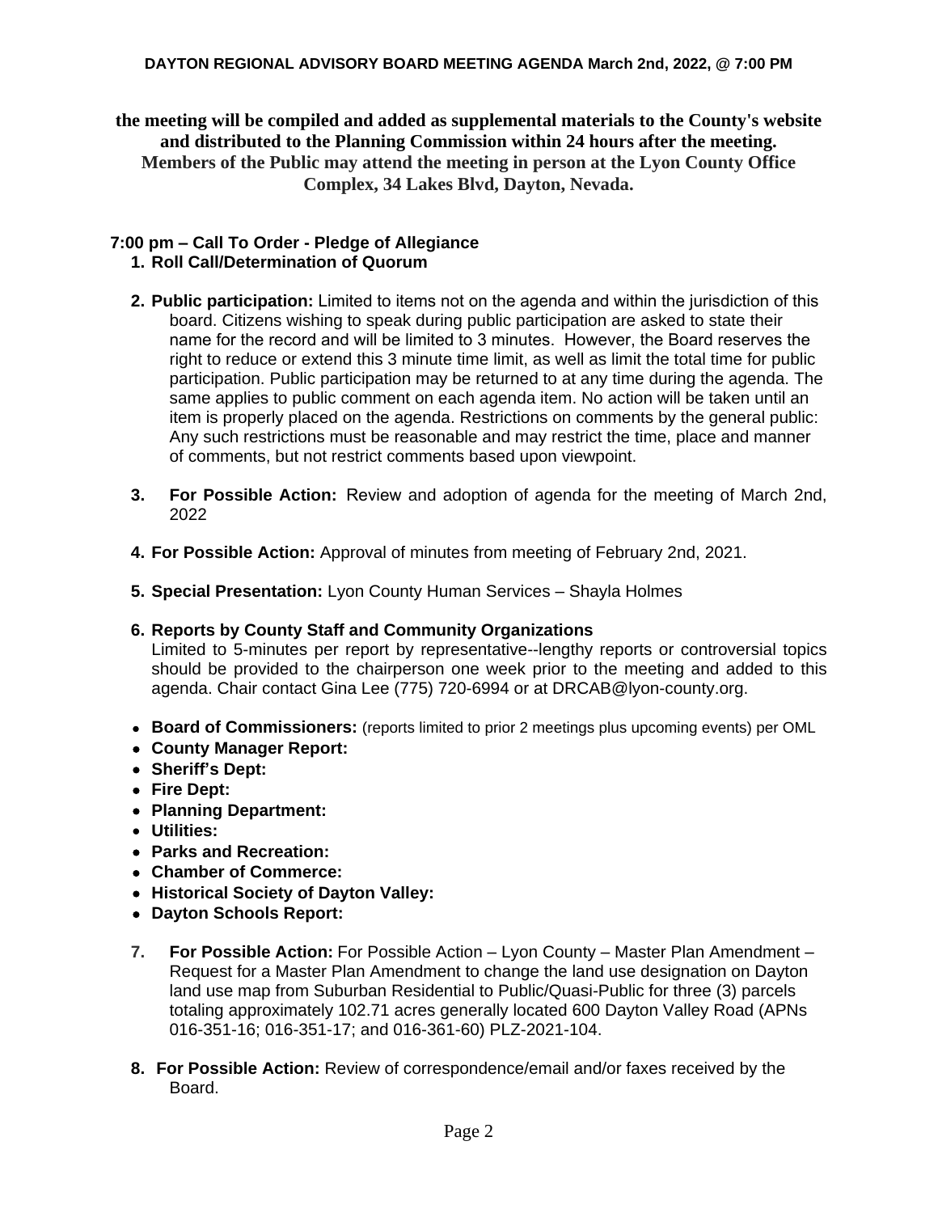**the meeting will be compiled and added as supplemental materials to the County's website and distributed to the Planning Commission within 24 hours after the meeting. Members of the Public may attend the meeting in person at the Lyon County Office Complex, 34 Lakes Blvd, Dayton, Nevada.**

**7:00 pm – Call To Order - Pledge of Allegiance**

1. **Roll Call/Determination of Quorum**

2. **Public participation:** Limited to items not on the agenda and within the jurisdiction of this board. Citizens wishing to speak during public participation are asked to state their name for the record and will be limited to 3 minutes. However, the Board reserves the right to reduce or extend this 3 minute time limit, as well as limit the total time for public participation. Public participation may be returned to at any time during the agenda. The same applies to public comment on each agenda item. No action will be taken until an item is properly placed on the agenda. Restrictions on comments by the general public: Any such restrictions must be reasonable and may restrict the time, place and manner of comments, but not restrict comments based upon viewpoint.

3. **For Possible Action:** Review and adoption of agenda for the meeting of March 2nd, 2022

4. **For Possible Action:** Approval of minutes from meeting of February 2nd, 2021.

5. **Special Presentation:** Lyon County Human Services – Shayla Holmes

6. **Reports by County Staff and Community Organizations**
   Limited to 5-minutes per report by representative--lengthy reports or controversial topics should be provided to the chairperson one week prior to the meeting and added to this agenda. Chair contact Gina Lee (775) 720-6994 or at DRCAB@lyon-county.org.

- **Board of Commissioners:** (reports limited to prior 2 meetings plus upcoming events) per OML
- **County Manager Report:**
- **Sheriff's Dept:**
- **Fire Dept:**
- **Planning Department:**
- **Utilities:**
- **Parks and Recreation:**
- **Chamber of Commerce:**
- **Historical Society of Dayton Valley:**
- **Dayton Schools Report:**

7. **For Possible Action:** For Possible Action – Lyon County – Master Plan Amendment – Request for a Master Plan Amendment to change the land use designation on Dayton land use map from Suburban Residential to Public/Quasi-Public for three (3) parcels totaling approximately 102.71 acres generally located 600 Dayton Valley Road (APNs 016-351-16; 016-351-17; and 016-361-60) PLZ-2021-104.

8. **For Possible Action:** Review of correspondence/email and/or faxes received by the Board.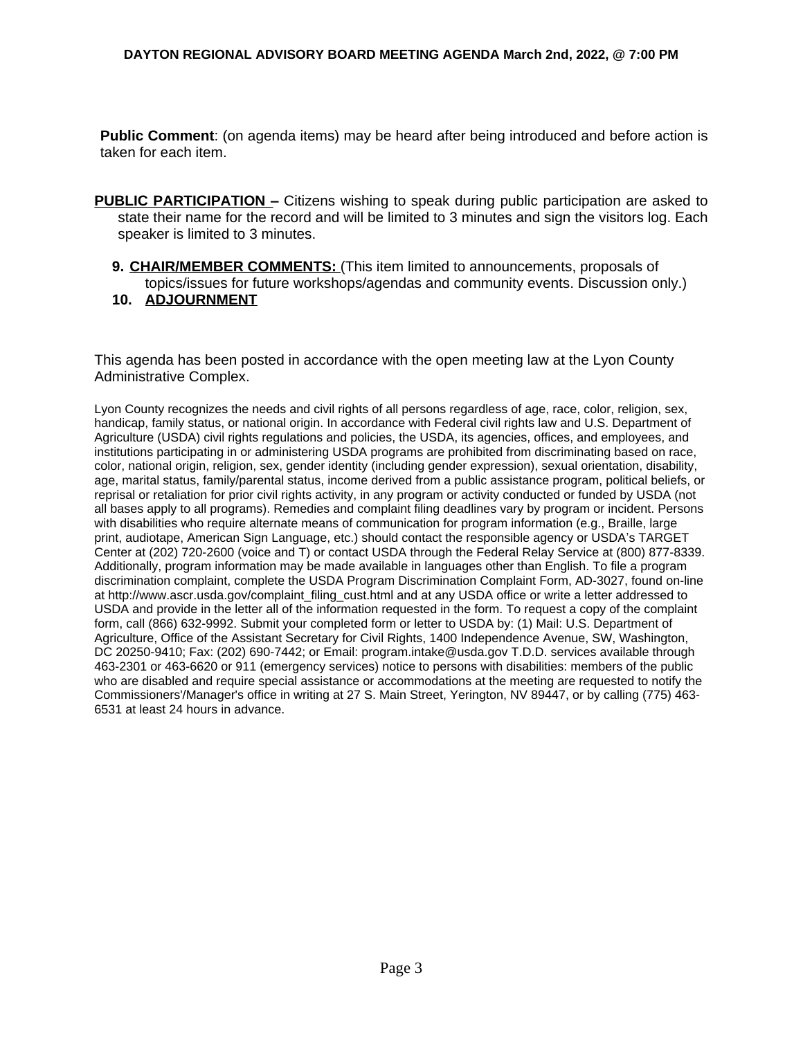**Public Comment**: (on agenda items) may be heard after being introduced and before action is taken for each item.

**PUBLIC PARTICIPATION –** Citizens wishing to speak during public participation are asked to state their name for the record and will be limited to 3 minutes and sign the visitors log. Each speaker is limited to 3 minutes.

9. **CHAIR/MEMBER COMMENTS:** (This item limited to announcements, proposals of topics/issues for future workshops/agendas and community events. Discussion only.)
10. **ADJOURNMENT**

This agenda has been posted in accordance with the open meeting law at the Lyon County Administrative Complex.

Lyon County recognizes the needs and civil rights of all persons regardless of age, race, color, religion, sex, handicap, family status, or national origin. In accordance with Federal civil rights law and U.S. Department of Agriculture (USDA) civil rights regulations and policies, the USDA, its agencies, offices, and employees, and institutions participating in or administering USDA programs are prohibited from discriminating based on race, color, national origin, religion, sex, gender identity (including gender expression), sexual orientation, disability, age, marital status, family/parental status, income derived from a public assistance program, political beliefs, or reprisal or retaliation for prior civil rights activity, in any program or activity conducted or funded by USDA (not all bases apply to all programs). Remedies and complaint filing deadlines vary by program or incident. Persons with disabilities who require alternate means of communication for program information (e.g., Braille, large print, audiotape, American Sign Language, etc.) should contact the responsible agency or USDA's TARGET Center at (202) 720-2600 (voice and T) or contact USDA through the Federal Relay Service at (800) 877-8339. Additionally, program information may be made available in languages other than English. To file a program discrimination complaint, complete the USDA Program Discrimination Complaint Form, AD-3027, found on-line at http://www.ascr.usda.gov/complaint_filing_cust.html and at any USDA office or write a letter addressed to USDA and provide in the letter all of the information requested in the form. To request a copy of the complaint form, call (866) 632-9992. Submit your completed form or letter to USDA by: (1) Mail: U.S. Department of Agriculture, Office of the Assistant Secretary for Civil Rights, 1400 Independence Avenue, SW, Washington, DC 20250-9410; Fax: (202) 690-7442; or Email: program.intake@usda.gov T.D.D. services available through 463-2301 or 463-6620 or 911 (emergency services) notice to persons with disabilities: members of the public who are disabled and require special assistance or accommodations at the meeting are requested to notify the Commissioners'/Manager's office in writing at 27 S. Main Street, Yerington, NV 89447, or by calling (775) 463-6531 at least 24 hours in advance.